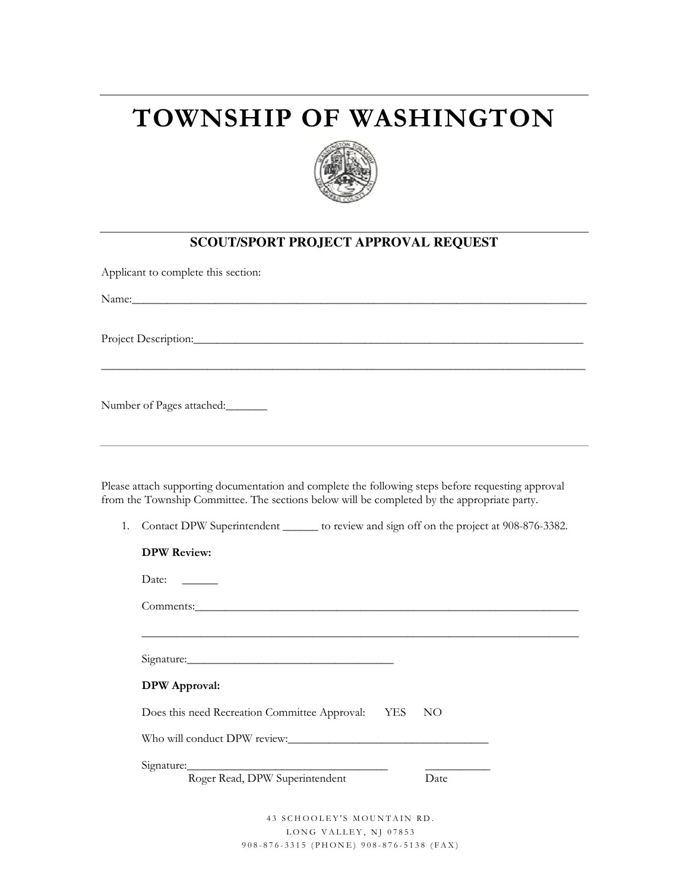# TOWNSHIP OF WASHINGTON

## SCOUT/SPORT PROJECT APPROVAL REQUEST

Applicant to complete this section:

Name:_______________________________________________________________________________

Project Description:___________________________________________________________________

_______________________________________________________________________________

Number of Pages attached:_______

---

Please attach supporting documentation and complete the following steps before requesting approval from the Township Committee. The sections below will be completed by the appropriate party.

1. Contact DPW Superintendent ______ to review and sign off on the project at 908-876-3382.

   **DPW Review:**

   Date: ______

   Comments:_______________________________________________________________________

   _______________________________________________________________________________

   Signature:___________________________________

   **DPW Approval:**

   Does this need Recreation Committee Approval: YES NO

   Who will conduct DPW review:___________________________________

   Signature:___________________________________ ___________
   Roger Read, DPW Superintendent Date

43 SCHOOLEY'S MOUNTAIN RD.
LONG VALLEY, NJ 07853
908-876-3315 (PHONE) 908-876-5138 (FAX)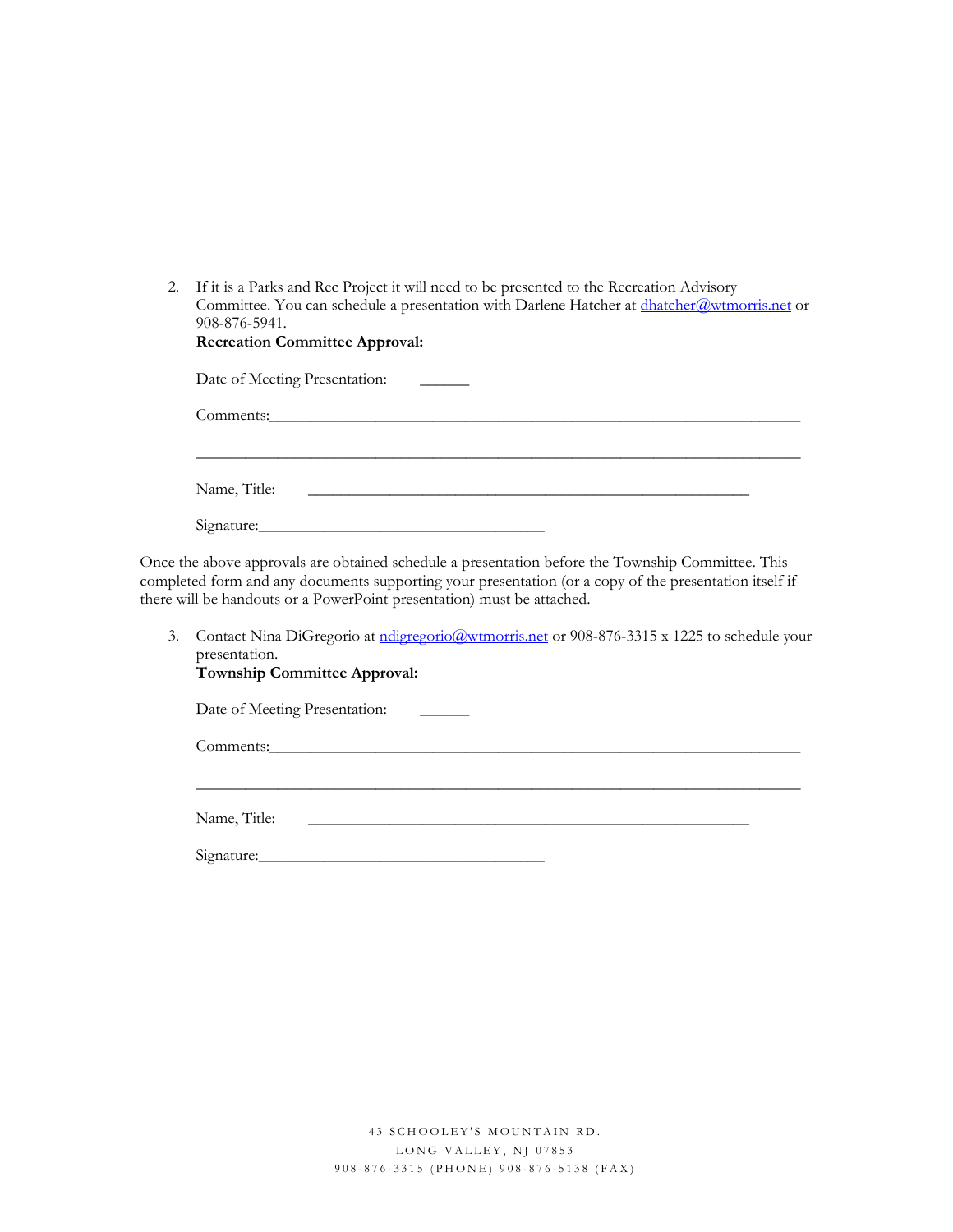2. If it is a Parks and Rec Project it will need to be presented to the Recreation Advisory Committee. You can schedule a presentation with Darlene Hatcher at dhatcher@wtmorris.net or 908-876-5941.

   **Recreation Committee Approval:**

   Date of Meeting Presentation: ______

   Comments:______________________________________________________________________

   ________________________________________________________________________________

   Name, Title: ______________________________________________________

   Signature:__________________________________

Once the above approvals are obtained schedule a presentation before the Township Committee. This completed form and any documents supporting your presentation (or a copy of the presentation itself if there will be handouts or a PowerPoint presentation) must be attached.

3. Contact Nina DiGregorio at ndigregorio@wtmorris.net or 908-876-3315 x 1225 to schedule your presentation.

   **Township Committee Approval:**

   Date of Meeting Presentation: ______

   Comments:______________________________________________________________________

   ________________________________________________________________________________

   Name, Title: ______________________________________________________

   Signature:__________________________________

43 SCHOOLEY'S MOUNTAIN RD.
LONG VALLEY, NJ 07853
908-876-3315 (PHONE) 908-876-5138 (FAX)